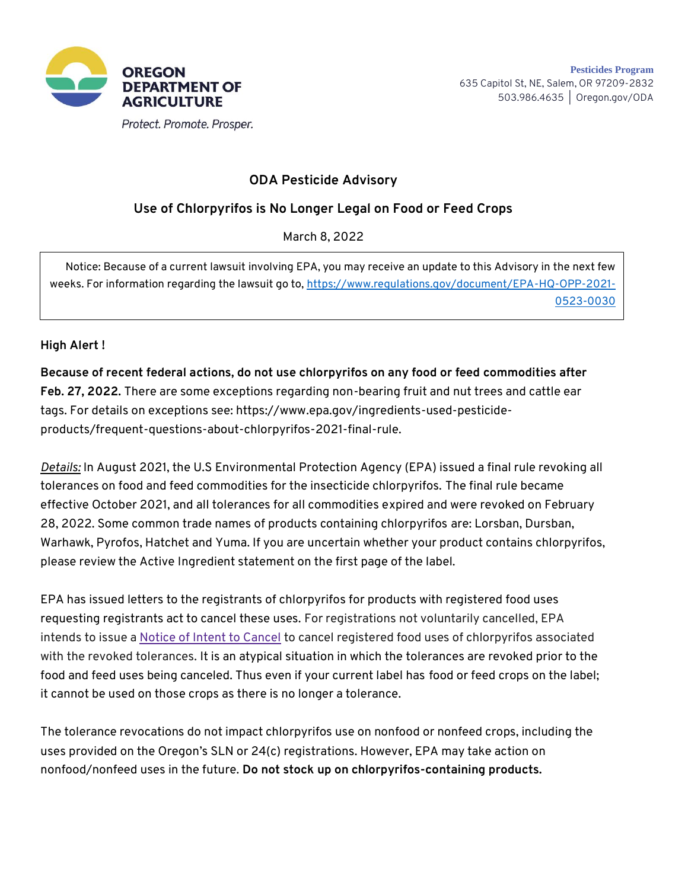**OREGON DEPARTMENT OF AGRICULTURE**

*Protect. Promote. Prosper.*

**Pesticides Program**
635 Capitol St, NE, Salem, OR 97209-2832
503.986.4635 | Oregon.gov/ODA

## ODA Pesticide Advisory

## Use of Chlorpyrifos is No Longer Legal on Food or Feed Crops

March 8, 2022

> Notice: Because of a current lawsuit involving EPA, you may receive an update to this Advisory in the next few weeks. For information regarding the lawsuit go to, [https://www.regulations.gov/document/EPA-HQ-OPP-2021-0523-0030](https://www.regulations.gov/document/EPA-HQ-OPP-2021-0523-0030)

**High Alert !**

**Because of recent federal actions, do not use chlorpyrifos on any food or feed commodities after Feb. 27, 2022.** There are some exceptions regarding non-bearing fruit and nut trees and cattle ear tags. For details on exceptions see: https://www.epa.gov/ingredients-used-pesticide-products/frequent-questions-about-chlorpyrifos-2021-final-rule.

*Details:* In August 2021, the U.S Environmental Protection Agency (EPA) issued a final rule revoking all tolerances on food and feed commodities for the insecticide chlorpyrifos. The final rule became effective October 2021, and all tolerances for all commodities expired and were revoked on February 28, 2022. Some common trade names of products containing chlorpyrifos are: Lorsban, Dursban, Warhawk, Pyrofos, Hatchet and Yuma. If you are uncertain whether your product contains chlorpyrifos, please review the Active Ingredient statement on the first page of the label.

EPA has issued letters to the registrants of chlorpyrifos for products with registered food uses requesting registrants act to cancel these uses. For registrations not voluntarily cancelled, EPA intends to issue a Notice of Intent to Cancel to cancel registered food uses of chlorpyrifos associated with the revoked tolerances. It is an atypical situation in which the tolerances are revoked prior to the food and feed uses being canceled. Thus even if your current label has food or feed crops on the label; it cannot be used on those crops as there is no longer a tolerance.

The tolerance revocations do not impact chlorpyrifos use on nonfood or nonfeed crops, including the uses provided on the Oregon's SLN or 24(c) registrations. However, EPA may take action on nonfood/nonfeed uses in the future. **Do not stock up on chlorpyrifos-containing products.**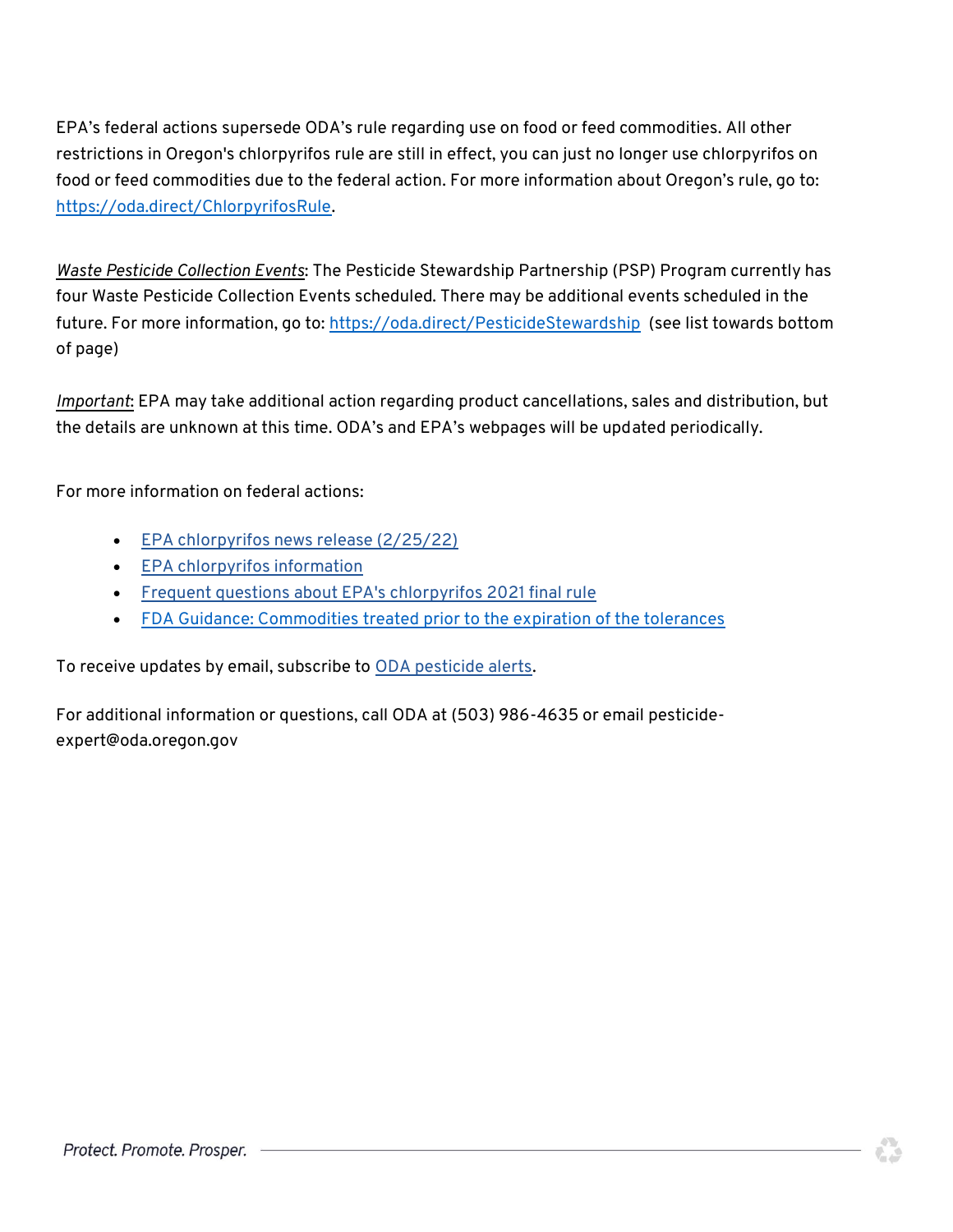EPA's federal actions supersede ODA's rule regarding use on food or feed commodities. All other restrictions in Oregon's chlorpyrifos rule are still in effect, you can just no longer use chlorpyrifos on food or feed commodities due to the federal action. For more information about Oregon's rule, go to: https://oda.direct/ChlorpyrifosRule.

*Waste Pesticide Collection Events*: The Pesticide Stewardship Partnership (PSP) Program currently has four Waste Pesticide Collection Events scheduled. There may be additional events scheduled in the future. For more information, go to: https://oda.direct/PesticideStewardship (see list towards bottom of page)

*Important*: EPA may take additional action regarding product cancellations, sales and distribution, but the details are unknown at this time. ODA's and EPA's webpages will be updated periodically.

For more information on federal actions:

- EPA chlorpyrifos news release (2/25/22)
- EPA chlorpyrifos information
- Frequent questions about EPA's chlorpyrifos 2021 final rule
- FDA Guidance: Commodities treated prior to the expiration of the tolerances

To receive updates by email, subscribe to ODA pesticide alerts.

For additional information or questions, call ODA at (503) 986-4635 or email pesticide-expert@oda.oregon.gov